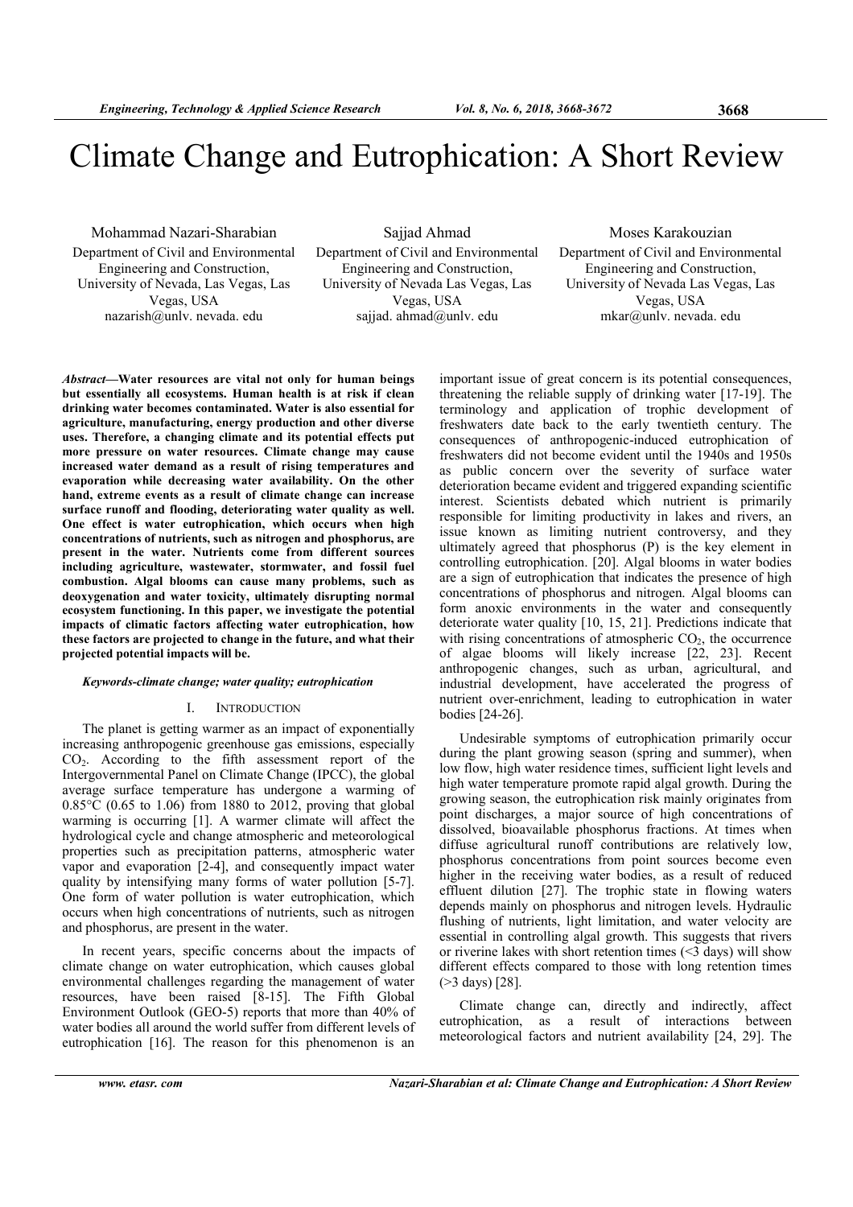# Climate Change and Eutrophication: A Short Review

Mohammad Nazari-Sharabian
Department of Civil and Environmental Engineering and Construction,
University of Nevada, Las Vegas, Las Vegas, USA
nazarish@unlv. nevada. edu

Sajjad Ahmad
Department of Civil and Environmental Engineering and Construction,
University of Nevada Las Vegas, Las Vegas, USA
sajjad. ahmad@unlv. edu

Moses Karakouzian
Department of Civil and Environmental Engineering and Construction,
University of Nevada Las Vegas, Las Vegas, USA
mkar@unlv. nevada. edu

***Abstract*—Water resources are vital not only for human beings but essentially all ecosystems. Human health is at risk if clean drinking water becomes contaminated. Water is also essential for agriculture, manufacturing, energy production and other diverse uses. Therefore, a changing climate and its potential effects put more pressure on water resources. Climate change may cause increased water demand as a result of rising temperatures and evaporation while decreasing water availability. On the other hand, extreme events as a result of climate change can increase surface runoff and flooding, deteriorating water quality as well. One effect is water eutrophication, which occurs when high concentrations of nutrients, such as nitrogen and phosphorus, are present in the water. Nutrients come from different sources including agriculture, wastewater, stormwater, and fossil fuel combustion. Algal blooms can cause many problems, such as deoxygenation and water toxicity, ultimately disrupting normal ecosystem functioning. In this paper, we investigate the potential impacts of climatic factors affecting water eutrophication, how these factors are projected to change in the future, and what their projected potential impacts will be.**

***Keywords-climate change; water quality; eutrophication***

## I. Introduction

The planet is getting warmer as an impact of exponentially increasing anthropogenic greenhouse gas emissions, especially $CO_2$. According to the fifth assessment report of the Intergovernmental Panel on Climate Change (IPCC), the global average surface temperature has undergone a warming of 0.85°C (0.65 to 1.06) from 1880 to 2012, proving that global warming is occurring [1]. A warmer climate will affect the hydrological cycle and change atmospheric and meteorological properties such as precipitation patterns, atmospheric water vapor and evaporation [2-4], and consequently impact water quality by intensifying many forms of water pollution [5-7]. One form of water pollution is water eutrophication, which occurs when high concentrations of nutrients, such as nitrogen and phosphorus, are present in the water.

In recent years, specific concerns about the impacts of climate change on water eutrophication, which causes global environmental challenges regarding the management of water resources, have been raised [8-15]. The Fifth Global Environment Outlook (GEO-5) reports that more than 40% of water bodies all around the world suffer from different levels of eutrophication [16]. The reason for this phenomenon is an important issue of great concern is its potential consequences, threatening the reliable supply of drinking water [17-19]. The terminology and application of trophic development of freshwaters date back to the early twentieth century. The consequences of anthropogenic-induced eutrophication of freshwaters did not become evident until the 1940s and 1950s as public concern over the severity of surface water deterioration became evident and triggered expanding scientific interest. Scientists debated which nutrient is primarily responsible for limiting productivity in lakes and rivers, an issue known as limiting nutrient controversy, and they ultimately agreed that phosphorus (P) is the key element in controlling eutrophication. [20]. Algal blooms in water bodies are a sign of eutrophication that indicates the presence of high concentrations of phosphorus and nitrogen. Algal blooms can form anoxic environments in the water and consequently deteriorate water quality [10, 15, 21]. Predictions indicate that with rising concentrations of atmospheric $CO_2$, the occurrence of algae blooms will likely increase [22, 23]. Recent anthropogenic changes, such as urban, agricultural, and industrial development, have accelerated the progress of nutrient over-enrichment, leading to eutrophication in water bodies [24-26].

Undesirable symptoms of eutrophication primarily occur during the plant growing season (spring and summer), when low flow, high water residence times, sufficient light levels and high water temperature promote rapid algal growth. During the growing season, the eutrophication risk mainly originates from point discharges, a major source of high concentrations of dissolved, bioavailable phosphorus fractions. At times when diffuse agricultural runoff contributions are relatively low, phosphorus concentrations from point sources become even higher in the receiving water bodies, as a result of reduced effluent dilution [27]. The trophic state in flowing waters depends mainly on phosphorus and nitrogen levels. Hydraulic flushing of nutrients, light limitation, and water velocity are essential in controlling algal growth. This suggests that rivers or riverine lakes with short retention times (<3 days) will show different effects compared to those with long retention times (>3 days) [28].

Climate change can, directly and indirectly, affect eutrophication, as a result of interactions between meteorological factors and nutrient availability [24, 29]. The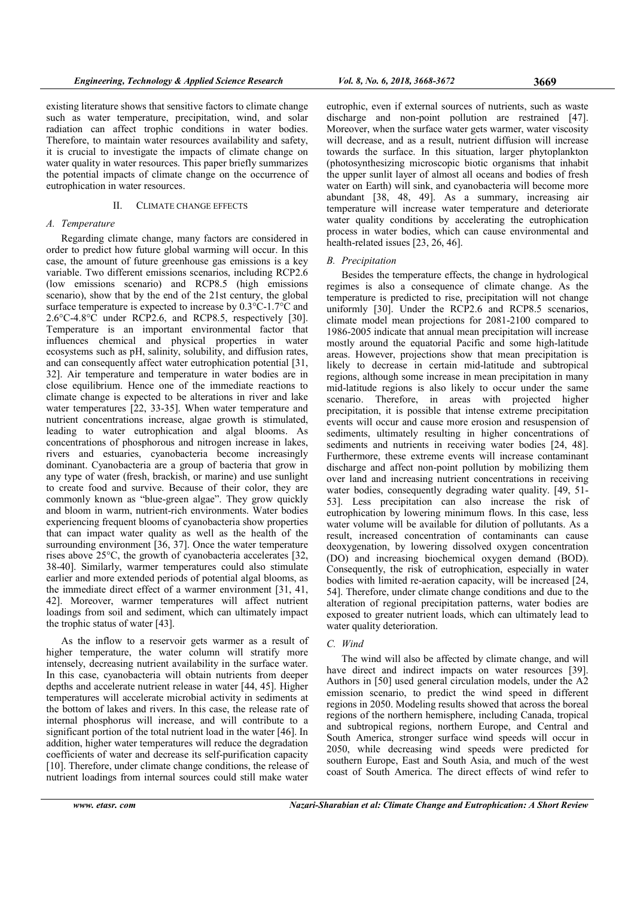existing literature shows that sensitive factors to climate change such as water temperature, precipitation, wind, and solar radiation can affect trophic conditions in water bodies. Therefore, to maintain water resources availability and safety, it is crucial to investigate the impacts of climate change on water quality in water resources. This paper briefly summarizes the potential impacts of climate change on the occurrence of eutrophication in water resources.

## II. CLIMATE CHANGE EFFECTS

### *A. Temperature*

Regarding climate change, many factors are considered in order to predict how future global warming will occur. In this case, the amount of future greenhouse gas emissions is a key variable. Two different emissions scenarios, including RCP2.6 (low emissions scenario) and RCP8.5 (high emissions scenario), show that by the end of the 21st century, the global surface temperature is expected to increase by 0.3°C-1.7°C and 2.6°C-4.8°C under RCP2.6, and RCP8.5, respectively [30]. Temperature is an important environmental factor that influences chemical and physical properties in water ecosystems such as pH, salinity, solubility, and diffusion rates, and can consequently affect water eutrophication potential [31, 32]. Air temperature and temperature in water bodies are in close equilibrium. Hence one of the immediate reactions to climate change is expected to be alterations in river and lake water temperatures [22, 33-35]. When water temperature and nutrient concentrations increase, algae growth is stimulated, leading to water eutrophication and algal blooms. As concentrations of phosphorous and nitrogen increase in lakes, rivers and estuaries, cyanobacteria become increasingly dominant. Cyanobacteria are a group of bacteria that grow in any type of water (fresh, brackish, or marine) and use sunlight to create food and survive. Because of their color, they are commonly known as "blue-green algae". They grow quickly and bloom in warm, nutrient-rich environments. Water bodies experiencing frequent blooms of cyanobacteria show properties that can impact water quality as well as the health of the surrounding environment [36, 37]. Once the water temperature rises above 25°C, the growth of cyanobacteria accelerates [32, 38-40]. Similarly, warmer temperatures could also stimulate earlier and more extended periods of potential algal blooms, as the immediate direct effect of a warmer environment [31, 41, 42]. Moreover, warmer temperatures will affect nutrient loadings from soil and sediment, which can ultimately impact the trophic status of water [43].

As the inflow to a reservoir gets warmer as a result of higher temperature, the water column will stratify more intensely, decreasing nutrient availability in the surface water. In this case, cyanobacteria will obtain nutrients from deeper depths and accelerate nutrient release in water [44, 45]. Higher temperatures will accelerate microbial activity in sediments at the bottom of lakes and rivers. In this case, the release rate of internal phosphorus will increase, and will contribute to a significant portion of the total nutrient load in the water [46]. In addition, higher water temperatures will reduce the degradation coefficients of water and decrease its self-purification capacity [10]. Therefore, under climate change conditions, the release of nutrient loadings from internal sources could still make water eutrophic, even if external sources of nutrients, such as waste discharge and non-point pollution are restrained [47]. Moreover, when the surface water gets warmer, water viscosity will decrease, and as a result, nutrient diffusion will increase towards the surface. In this situation, larger phytoplankton (photosynthesizing microscopic biotic organisms that inhabit the upper sunlit layer of almost all oceans and bodies of fresh water on Earth) will sink, and cyanobacteria will become more abundant [38, 48, 49]. As a summary, increasing air temperature will increase water temperature and deteriorate water quality conditions by accelerating the eutrophication process in water bodies, which can cause environmental and health-related issues [23, 26, 46].

### *B. Precipitation*

Besides the temperature effects, the change in hydrological regimes is also a consequence of climate change. As the temperature is predicted to rise, precipitation will not change uniformly [30]. Under the RCP2.6 and RCP8.5 scenarios, climate model mean projections for 2081-2100 compared to 1986-2005 indicate that annual mean precipitation will increase mostly around the equatorial Pacific and some high-latitude areas. However, projections show that mean precipitation is likely to decrease in certain mid-latitude and subtropical regions, although some increase in mean precipitation in many mid-latitude regions is also likely to occur under the same scenario. Therefore, in areas with projected higher precipitation, it is possible that intense extreme precipitation events will occur and cause more erosion and resuspension of sediments, ultimately resulting in higher concentrations of sediments and nutrients in receiving water bodies [24, 48]. Furthermore, these extreme events will increase contaminant discharge and affect non-point pollution by mobilizing them over land and increasing nutrient concentrations in receiving water bodies, consequently degrading water quality. [49, 51-53]. Less precipitation can also increase the risk of eutrophication by lowering minimum flows. In this case, less water volume will be available for dilution of pollutants. As a result, increased concentration of contaminants can cause deoxygenation, by lowering dissolved oxygen concentration (DO) and increasing biochemical oxygen demand (BOD). Consequently, the risk of eutrophication, especially in water bodies with limited re-aeration capacity, will be increased [24, 54]. Therefore, under climate change conditions and due to the alteration of regional precipitation patterns, water bodies are exposed to greater nutrient loads, which can ultimately lead to water quality deterioration.

### *C. Wind*

The wind will also be affected by climate change, and will have direct and indirect impacts on water resources [39]. Authors in [50] used general circulation models, under the A2 emission scenario, to predict the wind speed in different regions in 2050. Modeling results showed that across the boreal regions of the northern hemisphere, including Canada, tropical and subtropical regions, northern Europe, and Central and South America, stronger surface wind speeds will occur in 2050, while decreasing wind speeds were predicted for southern Europe, East and South Asia, and much of the west coast of South America. The direct effects of wind refer to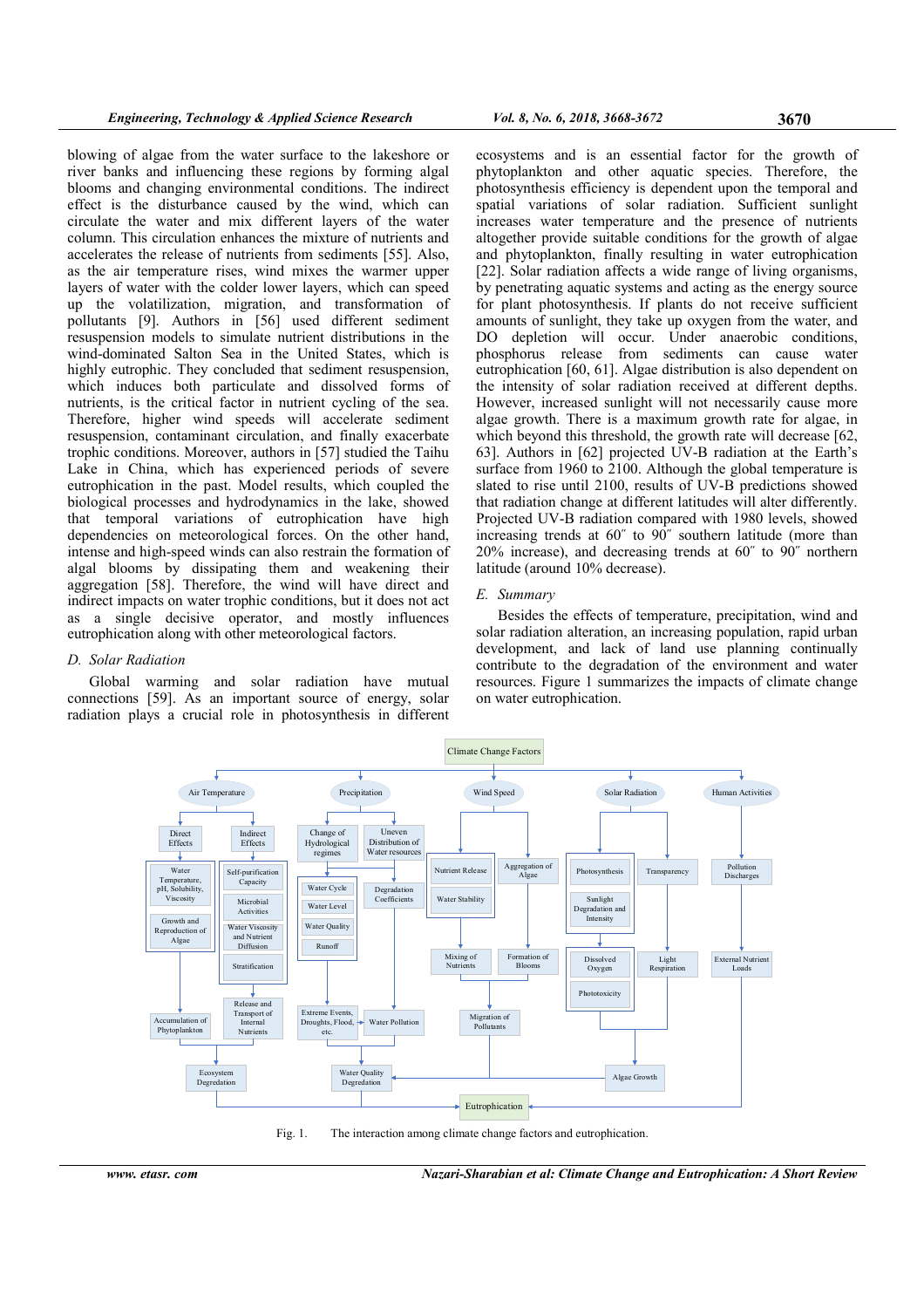blowing of algae from the water surface to the lakeshore or river banks and influencing these regions by forming algal blooms and changing environmental conditions. The indirect effect is the disturbance caused by the wind, which can circulate the water and mix different layers of the water column. This circulation enhances the mixture of nutrients and accelerates the release of nutrients from sediments [55]. Also, as the air temperature rises, wind mixes the warmer upper layers of water with the colder lower layers, which can speed up the volatilization, migration, and transformation of pollutants [9]. Authors in [56] used different sediment resuspension models to simulate nutrient distributions in the wind-dominated Salton Sea in the United States, which is highly eutrophic. They concluded that sediment resuspension, which induces both particulate and dissolved forms of nutrients, is the critical factor in nutrient cycling of the sea. Therefore, higher wind speeds will accelerate sediment resuspension, contaminant circulation, and finally exacerbate trophic conditions. Moreover, authors in [57] studied the Taihu Lake in China, which has experienced periods of severe eutrophication in the past. Model results, which coupled the biological processes and hydrodynamics in the lake, showed that temporal variations of eutrophication have high dependencies on meteorological forces. On the other hand, intense and high-speed winds can also restrain the formation of algal blooms by dissipating them and weakening their aggregation [58]. Therefore, the wind will have direct and indirect impacts on water trophic conditions, but it does not act as a single decisive operator, and mostly influences eutrophication along with other meteorological factors.

### D. Solar Radiation

Global warming and solar radiation have mutual connections [59]. As an important source of energy, solar radiation plays a crucial role in photosynthesis in different ecosystems and is an essential factor for the growth of phytoplankton and other aquatic species. Therefore, the photosynthesis efficiency is dependent upon the temporal and spatial variations of solar radiation. Sufficient sunlight increases water temperature and the presence of nutrients altogether provide suitable conditions for the growth of algae and phytoplankton, finally resulting in water eutrophication [22]. Solar radiation affects a wide range of living organisms, by penetrating aquatic systems and acting as the energy source for plant photosynthesis. If plants do not receive sufficient amounts of sunlight, they take up oxygen from the water, and DO depletion will occur. Under anaerobic conditions, phosphorus release from sediments can cause water eutrophication [60, 61]. Algae distribution is also dependent on the intensity of solar radiation received at different depths. However, increased sunlight will not necessarily cause more algae growth. There is a maximum growth rate for algae, in which beyond this threshold, the growth rate will decrease [62, 63]. Authors in [62] projected UV-B radiation at the Earth's surface from 1960 to 2100. Although the global temperature is slated to rise until 2100, results of UV-B predictions showed that radiation change at different latitudes will alter differently. Projected UV-B radiation compared with 1980 levels, showed increasing trends at 60˝ to 90˝ southern latitude (more than 20% increase), and decreasing trends at 60˝ to 90˝ northern latitude (around 10% decrease).

### E. Summary

Besides the effects of temperature, precipitation, wind and solar radiation alteration, an increasing population, rapid urban development, and lack of land use planning continually contribute to the degradation of the environment and water resources. Figure 1 summarizes the impacts of climate change on water eutrophication.

Fig. 1. The interaction among climate change factors and eutrophication.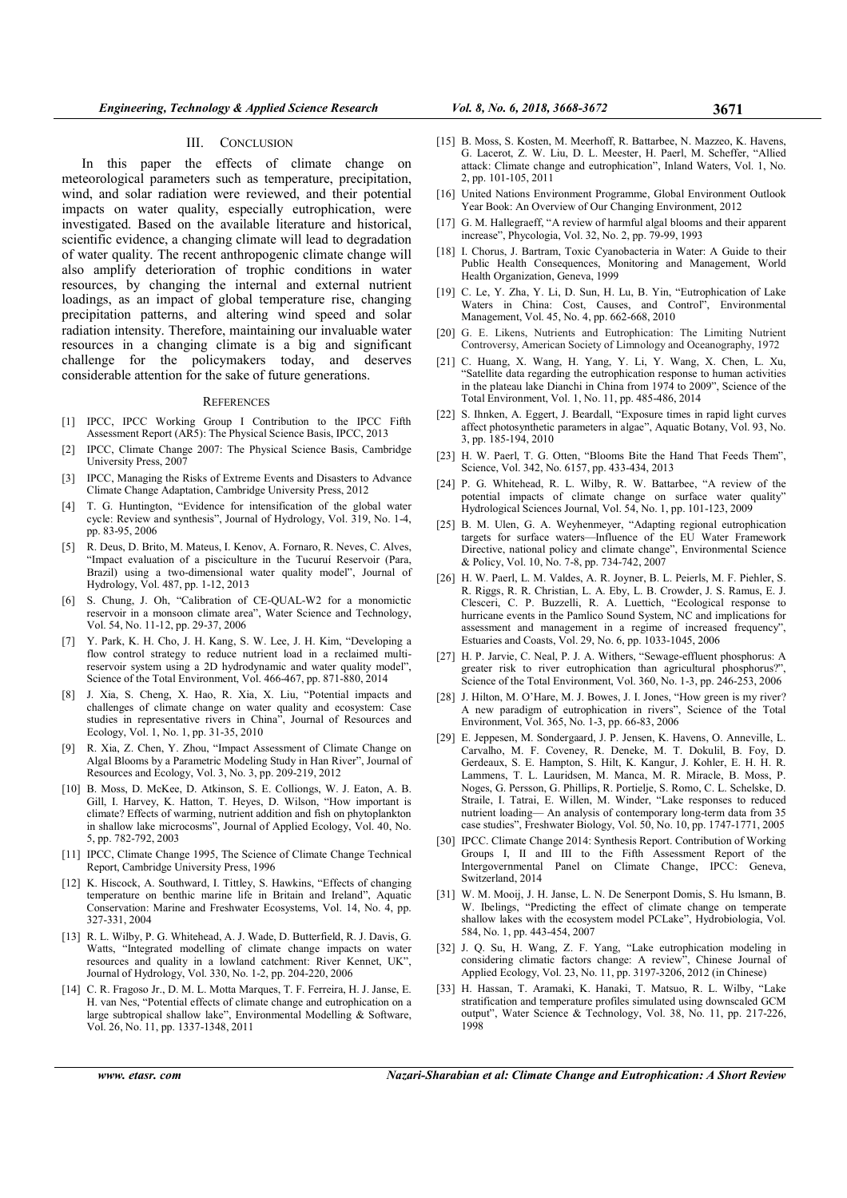## III. Conclusion

In this paper the effects of climate change on meteorological parameters such as temperature, precipitation, wind, and solar radiation were reviewed, and their potential impacts on water quality, especially eutrophication, were investigated. Based on the available literature and historical, scientific evidence, a changing climate will lead to degradation of water quality. The recent anthropogenic climate change will also amplify deterioration of trophic conditions in water resources, by changing the internal and external nutrient loadings, as an impact of global temperature rise, changing precipitation patterns, and altering wind speed and solar radiation intensity. Therefore, maintaining our invaluable water resources in a changing climate is a big and significant challenge for the policymakers today, and deserves considerable attention for the sake of future generations.

## References

[1] IPCC, IPCC Working Group I Contribution to the IPCC Fifth Assessment Report (AR5): The Physical Science Basis, IPCC, 2013

[2] IPCC, Climate Change 2007: The Physical Science Basis, Cambridge University Press, 2007

[3] IPCC, Managing the Risks of Extreme Events and Disasters to Advance Climate Change Adaptation, Cambridge University Press, 2012

[4] T. G. Huntington, "Evidence for intensification of the global water cycle: Review and synthesis", Journal of Hydrology, Vol. 319, No. 1-4, pp. 83-95, 2006

[5] R. Deus, D. Brito, M. Mateus, I. Kenov, A. Fornaro, R. Neves, C. Alves, "Impact evaluation of a pisciculture in the Tucuruí Reservoir (Para, Brazil) using a two-dimensional water quality model", Journal of Hydrology, Vol. 487, pp. 1-12, 2013

[6] S. Chung, J. Oh, "Calibration of CE-QUAL-W2 for a monomictic reservoir in a monsoon climate area", Water Science and Technology, Vol. 54, No. 11-12, pp. 29-37, 2006

[7] Y. Park, K. H. Cho, J. H. Kang, S. W. Lee, J. H. Kim, "Developing a flow control strategy to reduce nutrient load in a reclaimed multi-reservoir system using a 2D hydrodynamic and water quality model", Science of the Total Environment, Vol. 466-467, pp. 871-880, 2014

[8] J. Xia, S. Cheng, X. Hao, R. Xia, X. Liu, "Potential impacts and challenges of climate change on water quality and ecosystem: Case studies in representative rivers in China", Journal of Resources and Ecology, Vol. 1, No. 1, pp. 31-35, 2010

[9] R. Xia, Z. Chen, Y. Zhou, "Impact Assessment of Climate Change on Algal Blooms by a Parametric Modeling Study in Han River", Journal of Resources and Ecology, Vol. 3, No. 3, pp. 209-219, 2012

[10] B. Moss, D. McKee, D. Atkinson, S. E. Colliongs, W. J. Eaton, A. B. Gill, I. Harvey, K. Hatton, T. Heyes, D. Wilson, "How important is climate? Effects of warming, nutrient addition and fish on phytoplankton in shallow lake microcosms", Journal of Applied Ecology, Vol. 40, No. 5, pp. 782-792, 2003

[11] IPCC, Climate Change 1995, The Science of Climate Change Technical Report, Cambridge University Press, 1996

[12] K. Hiscock, A. Southward, I. Tittley, S. Hawkins, "Effects of changing temperature on benthic marine life in Britain and Ireland", Aquatic Conservation: Marine and Freshwater Ecosystems, Vol. 14, No. 4, pp. 327-331, 2004

[13] R. L. Wilby, P. G. Whitehead, A. J. Wade, D. Butterfield, R. J. Davis, G. Watts, "Integrated modelling of climate change impacts on water resources and quality in a lowland catchment: River Kennet, UK", Journal of Hydrology, Vol. 330, No. 1-2, pp. 204-220, 2006

[14] C. R. Fragoso Jr., D. M. L. Motta Marques, T. F. Ferreira, H. J. Janse, E. H. van Nes, "Potential effects of climate change and eutrophication on a large subtropical shallow lake", Environmental Modelling & Software, Vol. 26, No. 11, pp. 1337-1348, 2011

[15] B. Moss, S. Kosten, M. Meerhoff, R. Battarbee, N. Mazzeo, K. Havens, G. Lacerot, Z. W. Liu, D. L. Meester, H. Paerl, M. Scheffer, "Allied attack: Climate change and eutrophication", Inland Waters, Vol. 1, No. 2, pp. 101-105, 2011

[16] United Nations Environment Programme, Global Environment Outlook Year Book: An Overview of Our Changing Environment, 2012

[17] G. M. Hallegraeff, "A review of harmful algal blooms and their apparent increase", Phycologia, Vol. 32, No. 2, pp. 79-99, 1993

[18] I. Chorus, J. Bartram, Toxic Cyanobacteria in Water: A Guide to their Public Health Consequences, Monitoring and Management, World Health Organization, Geneva, 1999

[19] C. Le, Y. Zha, Y. Li, D. Sun, H. Lu, B. Yin, "Eutrophication of Lake Waters in China: Cost, Causes, and Control", Environmental Management, Vol. 45, No. 4, pp. 662-668, 2010

[20] G. E. Likens, Nutrients and Eutrophication: The Limiting Nutrient Controversy, American Society of Limnology and Oceanography, 1972

[21] C. Huang, X. Wang, H. Yang, Y. Li, Y. Wang, X. Chen, L. Xu, "Satellite data regarding the eutrophication response to human activities in the plateau lake Dianchi in China from 1974 to 2009", Science of the Total Environment, Vol. 1, No. 11, pp. 485-486, 2014

[22] S. Ihnken, A. Eggert, J. Beardall, "Exposure times in rapid light curves affect photosynthetic parameters in algae", Aquatic Botany, Vol. 93, No. 3, pp. 185-194, 2010

[23] H. W. Paerl, T. G. Otten, "Blooms Bite the Hand That Feeds Them", Science, Vol. 342, No. 6157, pp. 433-434, 2013

[24] P. G. Whitehead, R. L. Wilby, R. W. Battarbee, "A review of the potential impacts of climate change on surface water quality" Hydrological Sciences Journal, Vol. 54, No. 1, pp. 101-123, 2009

[25] B. M. Ulen, G. A. Weyhenmeyer, "Adapting regional eutrophication targets for surface waters—Influence of the EU Water Framework Directive, national policy and climate change", Environmental Science & Policy, Vol. 10, No. 7-8, pp. 734-742, 2007

[26] H. W. Paerl, L. M. Valdes, A. R. Joyner, B. L. Peierls, M. F. Piehler, S. R. Riggs, R. R. Christian, L. A. Eby, L. B. Crowder, J. S. Ramus, E. J. Clesceri, C. P. Buzzelli, R. A. Luettich, "Ecological response to hurricane events in the Pamlico Sound System, NC and implications for assessment and management in a regime of increased frequency", Estuaries and Coasts, Vol. 29, No. 6, pp. 1033-1045, 2006

[27] H. P. Jarvie, C. Neal, P. J. A. Withers, "Sewage-effluent phosphorus: A greater risk to river eutrophication than agricultural phosphorus?", Science of the Total Environment, Vol. 360, No. 1-3, pp. 246-253, 2006

[28] J. Hilton, M. O'Hare, M. J. Bowes, J. I. Jones, "How green is my river? A new paradigm of eutrophication in rivers", Science of the Total Environment, Vol. 365, No. 1-3, pp. 66-83, 2006

[29] E. Jeppesen, M. Sondergaard, J. P. Jensen, K. Havens, O. Anneville, L. Carvalho, M. F. Coveney, R. Deneke, M. T. Dokulil, B. Foy, D. Gerdeaux, S. E. Hampton, S. Hilt, K. Kangur, J. Kohler, E. H. H. R. Lammens, T. L. Lauridsen, M. Manca, M. R. Miracle, B. Moss, P. Noges, G. Persson, G. Phillips, R. Portielje, S. Romo, C. L. Schelske, D. Straile, I. Tatrai, E. Willen, M. Winder, "Lake responses to reduced nutrient loading— An analysis of contemporary long-term data from 35 case studies", Freshwater Biology, Vol. 50, No. 10, pp. 1747-1771, 2005

[30] IPCC. Climate Change 2014: Synthesis Report. Contribution of Working Groups I, II and III to the Fifth Assessment Report of the Intergovernmental Panel on Climate Change, IPCC: Geneva, Switzerland, 2014

[31] W. M. Mooij, J. H. Janse, L. N. De Senerpont Domis, S. Hu lsmann, B. W. Ibelings, "Predicting the effect of climate change on temperate shallow lakes with the ecosystem model PCLake", Hydrobiologia, Vol. 584, No. 1, pp. 443-454, 2007

[32] J. Q. Su, H. Wang, Z. F. Yang, "Lake eutrophication modeling in considering climatic factors change: A review", Chinese Journal of Applied Ecology, Vol. 23, No. 11, pp. 3197-3206, 2012 (in Chinese)

[33] H. Hassan, T. Aramaki, K. Hanaki, T. Matsuo, R. L. Wilby, "Lake stratification and temperature profiles simulated using downscaled GCM output", Water Science & Technology, Vol. 38, No. 11, pp. 217-226, 1998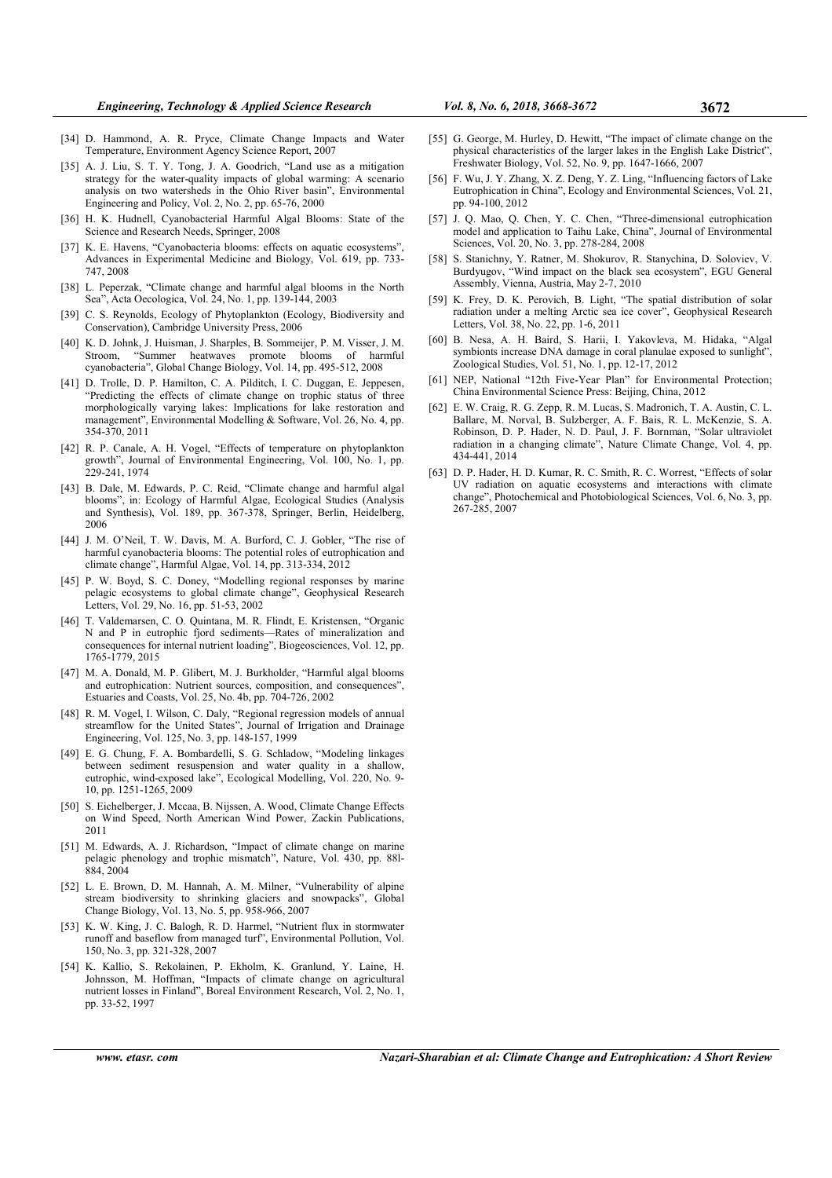[34] D. Hammond, A. R. Pryce, Climate Change Impacts and Water Temperature, Environment Agency Science Report, 2007

[35] A. J. Liu, S. T. Y. Tong, J. A. Goodrich, "Land use as a mitigation strategy for the water-quality impacts of global warming: A scenario analysis on two watersheds in the Ohio River basin", Environmental Engineering and Policy, Vol. 2, No. 2, pp. 65-76, 2000

[36] H. K. Hudnell, Cyanobacterial Harmful Algal Blooms: State of the Science and Research Needs, Springer, 2008

[37] K. E. Havens, "Cyanobacteria blooms: effects on aquatic ecosystems", Advances in Experimental Medicine and Biology, Vol. 619, pp. 733-747, 2008

[38] L. Peperzak, "Climate change and harmful algal blooms in the North Sea", Acta Oecologica, Vol. 24, No. 1, pp. 139-144, 2003

[39] C. S. Reynolds, Ecology of Phytoplankton (Ecology, Biodiversity and Conservation), Cambridge University Press, 2006

[40] K. D. Johnk, J. Huisman, J. Sharples, B. Sommeijer, P. M. Visser, J. M. Stroom, "Summer heatwaves promote blooms of harmful cyanobacteria", Global Change Biology, Vol. 14, pp. 495-512, 2008

[41] D. Trolle, D. P. Hamilton, C. A. Pilditch, I. C. Duggan, E. Jeppesen, "Predicting the effects of climate change on trophic status of three morphologically varying lakes: Implications for lake restoration and management", Environmental Modelling & Software, Vol. 26, No. 4, pp. 354-370, 2011

[42] R. P. Canale, A. H. Vogel, "Effects of temperature on phytoplankton growth", Journal of Environmental Engineering, Vol. 100, No. 1, pp. 229-241, 1974

[43] B. Dale, M. Edwards, P. C. Reid, "Climate change and harmful algal blooms", in: Ecology of Harmful Algae, Ecological Studies (Analysis and Synthesis), Vol. 189, pp. 367-378, Springer, Berlin, Heidelberg, 2006

[44] J. M. O'Neil, T. W. Davis, M. A. Burford, C. J. Gobler, "The rise of harmful cyanobacteria blooms: The potential roles of eutrophication and climate change", Harmful Algae, Vol. 14, pp. 313-334, 2012

[45] P. W. Boyd, S. C. Doney, "Modelling regional responses by marine pelagic ecosystems to global climate change", Geophysical Research Letters, Vol. 29, No. 16, pp. 51-53, 2002

[46] T. Valdemarsen, C. O. Quintana, M. R. Flindt, E. Kristensen, "Organic N and P in eutrophic fjord sediments—Rates of mineralization and consequences for internal nutrient loading", Biogeosciences, Vol. 12, pp. 1765-1779, 2015

[47] M. A. Donald, M. P. Glibert, M. J. Burkholder, "Harmful algal blooms and eutrophication: Nutrient sources, composition, and consequences", Estuaries and Coasts, Vol. 25, No. 4b, pp. 704-726, 2002

[48] R. M. Vogel, I. Wilson, C. Daly, "Regional regression models of annual streamflow for the United States", Journal of Irrigation and Drainage Engineering, Vol. 125, No. 3, pp. 148-157, 1999

[49] E. G. Chung, F. A. Bombardelli, S. G. Schladow, "Modeling linkages between sediment resuspension and water quality in a shallow, eutrophic, wind-exposed lake", Ecological Modelling, Vol. 220, No. 9-10, pp. 1251-1265, 2009

[50] S. Eichelberger, J. Mccaa, B. Nijssen, A. Wood, Climate Change Effects on Wind Speed, North American Wind Power, Zackin Publications, 2011

[51] M. Edwards, A. J. Richardson, "Impact of climate change on marine pelagic phenology and trophic mismatch", Nature, Vol. 430, pp. 881-884, 2004

[52] L. E. Brown, D. M. Hannah, A. M. Milner, "Vulnerability of alpine stream biodiversity to shrinking glaciers and snowpacks", Global Change Biology, Vol. 13, No. 5, pp. 958-966, 2007

[53] K. W. King, J. C. Balogh, R. D. Harmel, "Nutrient flux in stormwater runoff and baseflow from managed turf", Environmental Pollution, Vol. 150, No. 3, pp. 321-328, 2007

[54] K. Kallio, S. Rekolainen, P. Ekholm, K. Granlund, Y. Laine, H. Johnsson, M. Hoffman, "Impacts of climate change on agricultural nutrient losses in Finland", Boreal Environment Research, Vol. 2, No. 1, pp. 33-52, 1997

[55] G. George, M. Hurley, D. Hewitt, "The impact of climate change on the physical characteristics of the larger lakes in the English Lake District", Freshwater Biology, Vol. 52, No. 9, pp. 1647-1666, 2007

[56] F. Wu, J. Y. Zhang, X. Z. Deng, Y. Z. Ling, "Influencing factors of Lake Eutrophication in China", Ecology and Environmental Sciences, Vol. 21, pp. 94-100, 2012

[57] J. Q. Mao, Q. Chen, Y. C. Chen, "Three-dimensional eutrophication model and application to Taihu Lake, China", Journal of Environmental Sciences, Vol. 20, No. 3, pp. 278-284, 2008

[58] S. Stanichny, Y. Ratner, M. Shokurov, R. Stanychina, D. Soloviev, V. Burdyugov, "Wind impact on the black sea ecosystem", EGU General Assembly, Vienna, Austria, May 2-7, 2010

[59] K. Frey, D. K. Perovich, B. Light, "The spatial distribution of solar radiation under a melting Arctic sea ice cover", Geophysical Research Letters, Vol. 38, No. 22, pp. 1-6, 2011

[60] B. Nesa, A. H. Baird, S. Harii, I. Yakovleva, M. Hidaka, "Algal symbionts increase DNA damage in coral planulae exposed to sunlight", Zoological Studies, Vol. 51, No. 1, pp. 12-17, 2012

[61] NEP, National "12th Five-Year Plan" for Environmental Protection; China Environmental Science Press: Beijing, China, 2012

[62] E. W. Craig, R. G. Zepp, R. M. Lucas, S. Madronich, T. A. Austin, C. L. Ballare, M. Norval, B. Sulzberger, A. F. Bais, R. L. McKenzie, S. A. Robinson, D. P. Hader, N. D. Paul, J. F. Bornman, "Solar ultraviolet radiation in a changing climate", Nature Climate Change, Vol. 4, pp. 434-441, 2014

[63] D. P. Hader, H. D. Kumar, R. C. Smith, R. C. Worrest, "Effects of solar UV radiation on aquatic ecosystems and interactions with climate change", Photochemical and Photobiological Sciences, Vol. 6, No. 3, pp. 267-285, 2007